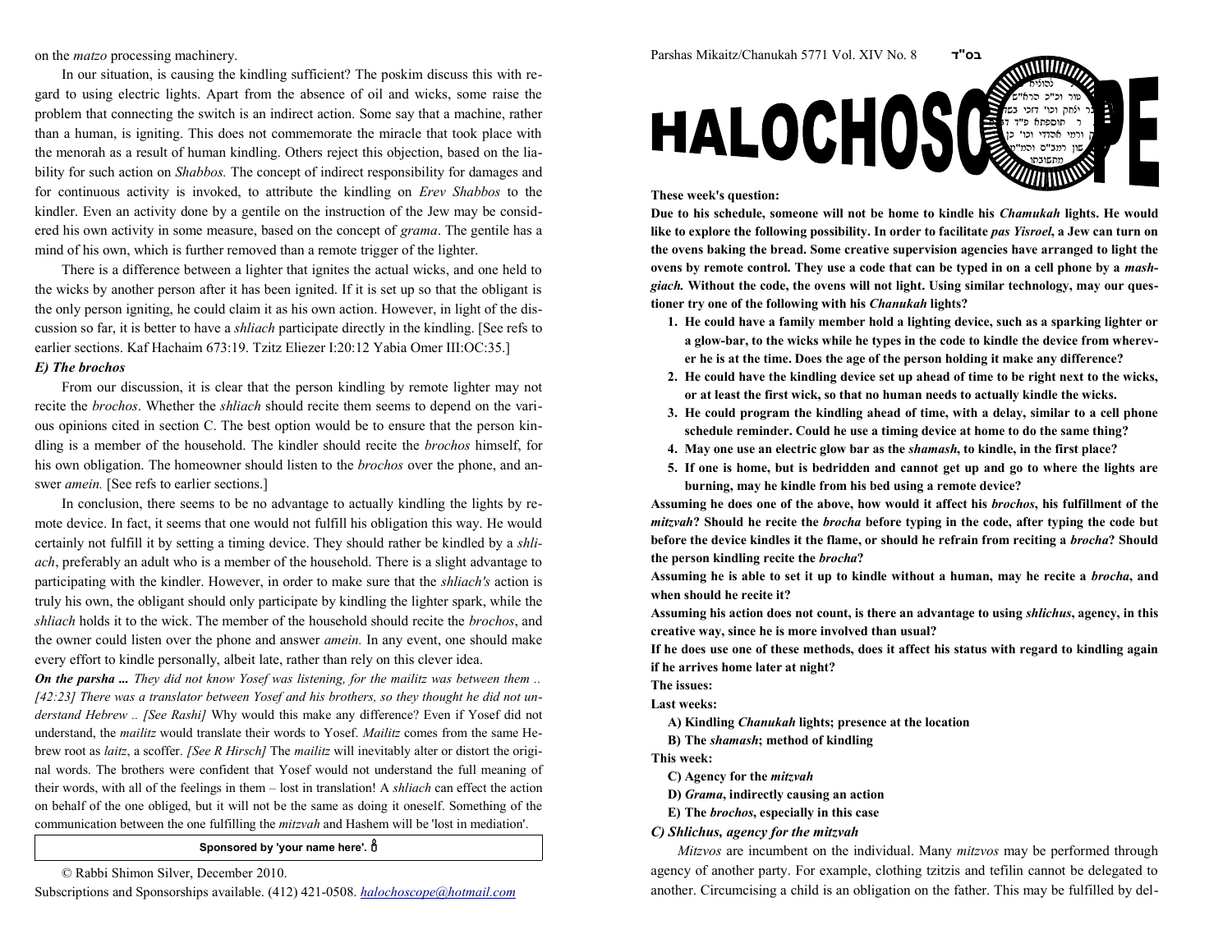# HALOCHOSCOPE

**These week's question:**

**Due to his schedule, someone will not be home to kindle his *Chamukah* lights. He would like to explore the following possibility. In order to facilitate *pas Yisroel*, a Jew can turn on the ovens baking the bread. Some creative supervision agencies have arranged to light the ovens by remote control. They use a code that can be typed in on a cell phone by a *mashgiach.* Without the code, the ovens will not light. Using similar technology, may our questioner try one of the following with his *Chanukah* lights?**

1. **He could have a family member hold a lighting device, such as a sparking lighter or a glow-bar, to the wicks while he types in the code to kindle the device from wherever he is at the time. Does the age of the person holding it make any difference?**
2. **He could have the kindling device set up ahead of time to be right next to the wicks, or at least the first wick, so that no human needs to actually kindle the wicks.**
3. **He could program the kindling ahead of time, with a delay, similar to a cell phone schedule reminder. Could he use a timing device at home to do the same thing?**
4. **May one use an electric glow bar as the *shamash*, to kindle, in the first place?**
5. **If one is home, but is bedridden and cannot get up and go to where the lights are burning, may he kindle from his bed using a remote device?**

**Assuming he does one of the above, how would it affect his *brochos*, his fulfillment of the *mitzvah*? Should he recite the *brocha* before typing in the code, after typing the code but before the device kindles it the flame, or should he refrain from reciting a *brocha*? Should the person kindling recite the *brocha*?**

**Assuming he is able to set it up to kindle without a human, may he recite a *brocha*, and when should he recite it?**

**Assuming his action does not count, is there an advantage to using *shlichus*, agency, in this creative way, since he is more involved than usual?**

**If he does use one of these methods, does it affect his status with regard to kindling again if he arrives home later at night?**

**The issues:**

**Last weeks:**

**A) Kindling *Chanukah* lights; presence at the location**

**B) The *shamash*; method of kindling**

**This week:**

**C) Agency for the *mitzvah***

**D) *Grama*, indirectly causing an action**

**E) The *brochos*, especially in this case**

### *C) Shlichus, agency for the mitzvah*

*Mitzvos* are incumbent on the individual. Many *mitzvos* may be performed through agency of another party. For example, clothing tzitzis and tefilin cannot be delegated to another. Circumcising a child is an obligation on the father. This may be fulfilled by del-

---

on the *matzo* processing machinery.

In our situation, is causing the kindling sufficient? The poskim discuss this with regard to using electric lights. Apart from the absence of oil and wicks, some raise the problem that connecting the switch is an indirect action. Some say that a machine, rather than a human, is igniting. This does not commemorate the miracle that took place with the menorah as a result of human kindling. Others reject this objection, based on the liability for such action on *Shabbos.* The concept of indirect responsibility for damages and for continuous activity is invoked, to attribute the kindling on *Erev Shabbos* to the kindler. Even an activity done by a gentile on the instruction of the Jew may be considered his own activity in some measure, based on the concept of *grama*. The gentile has a mind of his own, which is further removed than a remote trigger of the lighter.

There is a difference between a lighter that ignites the actual wicks, and one held to the wicks by another person after it has been ignited. If it is set up so that the obligant is the only person igniting, he could claim it as his own action. However, in light of the discussion so far, it is better to have a *shliach* participate directly in the kindling. [See refs to earlier sections. Kaf Hachaim 673:19. Tzitz Eliezer I:20:12 Yabia Omer III:OC:35.]

### *E) The brochos*

From our discussion, it is clear that the person kindling by remote lighter may not recite the *brochos*. Whether the *shliach* should recite them seems to depend on the various opinions cited in section C. The best option would be to ensure that the person kindling is a member of the household. The kindler should recite the *brochos* himself, for his own obligation. The homeowner should listen to the *brochos* over the phone, and answer *amein.* [See refs to earlier sections.]

In conclusion, there seems to be no advantage to actually kindling the lights by remote device. In fact, it seems that one would not fulfill his obligation this way. He would certainly not fulfill it by setting a timing device. They should rather be kindled by a *shliach*, preferably an adult who is a member of the household. There is a slight advantage to participating with the kindler. However, in order to make sure that the *shliach's* action is truly his own, the obligant should only participate by kindling the lighter spark, while the *shliach* holds it to the wick. The member of the household should recite the *brochos*, and the owner could listen over the phone and answer *amein.* In any event, one should make every effort to kindle personally, albeit late, rather than rely on this clever idea.

***On the parsha ...*** *They did not know Yosef was listening, for the mailitz was between them .. [42:23] There was a translator between Yosef and his brothers, so they thought he did not understand Hebrew .. [See Rashi]* Why would this make any difference? Even if Yosef did not understand, the *mailitz* would translate their words to Yosef. *Mailitz* comes from the same Hebrew root as *laitz*, a scoffer. *[See R Hirsch]* The *mailitz* will inevitably alter or distort the original words. The brothers were confident that Yosef would not understand the full meaning of their words, with all of the feelings in them – lost in translation! A *shliach* can effect the action on behalf of the one obliged, but it will not be the same as doing it oneself. Something of the communication between the one fulfilling the *mitzvah* and Hashem will be 'lost in mediation'.

**Sponsored by 'your name here'.**

© Rabbi Shimon Silver, December 2010.

Subscriptions and Sponsorships available. (412) 421-0508. halochoscope@hotmail.com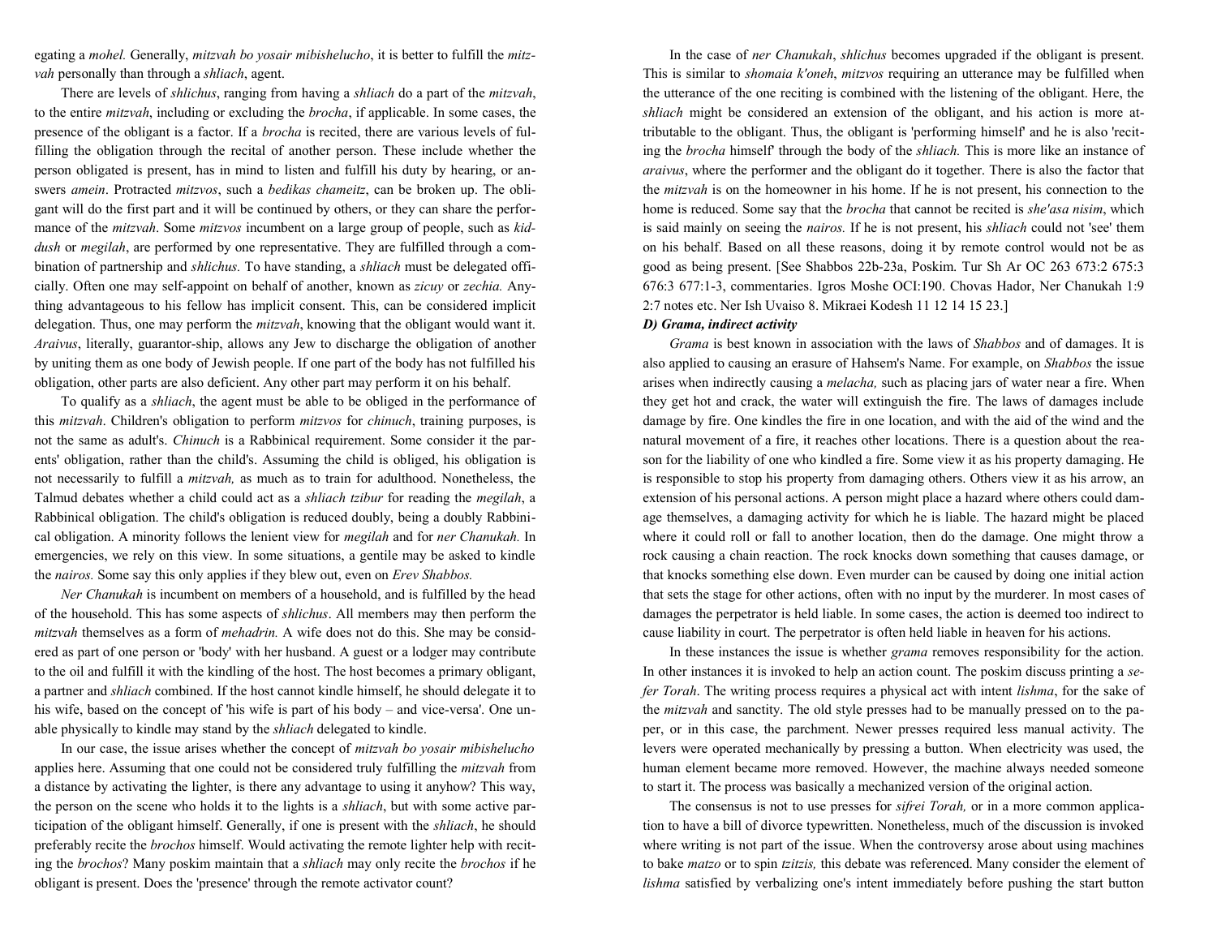egating a *mohel.* Generally, *mitzvah bo yosair mibishelucho*, it is better to fulfill the *mitzvah* personally than through a *shliach*, agent.

There are levels of *shlichus*, ranging from having a *shliach* do a part of the *mitzvah*, to the entire *mitzvah*, including or excluding the *brocha*, if applicable. In some cases, the presence of the obligant is a factor. If a *brocha* is recited, there are various levels of fulfilling the obligation through the recital of another person. These include whether the person obligated is present, has in mind to listen and fulfill his duty by hearing, or answers *amein*. Protracted *mitzvos*, such a *bedikas chameitz*, can be broken up. The obligant will do the first part and it will be continued by others, or they can share the performance of the *mitzvah*. Some *mitzvos* incumbent on a large group of people, such as *kiddush* or *megilah*, are performed by one representative. They are fulfilled through a combination of partnership and *shlichus.* To have standing, a *shliach* must be delegated officially. Often one may self-appoint on behalf of another, known as *zicuy* or *zechia.* Anything advantageous to his fellow has implicit consent. This, can be considered implicit delegation. Thus, one may perform the *mitzvah*, knowing that the obligant would want it. *Araivus*, literally, guarantor-ship, allows any Jew to discharge the obligation of another by uniting them as one body of Jewish people. If one part of the body has not fulfilled his obligation, other parts are also deficient. Any other part may perform it on his behalf.

To qualify as a *shliach*, the agent must be able to be obliged in the performance of this *mitzvah*. Children's obligation to perform *mitzvos* for *chinuch*, training purposes, is not the same as adult's. *Chinuch* is a Rabbinical requirement. Some consider it the parents' obligation, rather than the child's. Assuming the child is obliged, his obligation is not necessarily to fulfill a *mitzvah,* as much as to train for adulthood. Nonetheless, the Talmud debates whether a child could act as a *shliach tzibur* for reading the *megilah*, a Rabbinical obligation. The child's obligation is reduced doubly, being a doubly Rabbinical obligation. A minority follows the lenient view for *megilah* and for *ner Chanukah.* In emergencies, we rely on this view. In some situations, a gentile may be asked to kindle the *nairos.* Some say this only applies if they blew out, even on *Erev Shabbos.*

*Ner Chanukah* is incumbent on members of a household, and is fulfilled by the head of the household. This has some aspects of *shlichus*. All members may then perform the *mitzvah* themselves as a form of *mehadrin.* A wife does not do this. She may be considered as part of one person or 'body' with her husband. A guest or a lodger may contribute to the oil and fulfill it with the kindling of the host. The host becomes a primary obligant, a partner and *shliach* combined. If the host cannot kindle himself, he should delegate it to his wife, based on the concept of 'his wife is part of his body – and vice-versa'. One unable physically to kindle may stand by the *shliach* delegated to kindle.

In our case, the issue arises whether the concept of *mitzvah bo yosair mibishelucho* applies here. Assuming that one could not be considered truly fulfilling the *mitzvah* from a distance by activating the lighter, is there any advantage to using it anyhow? This way, the person on the scene who holds it to the lights is a *shliach*, but with some active participation of the obligant himself. Generally, if one is present with the *shliach*, he should preferably recite the *brochos* himself. Would activating the remote lighter help with reciting the *brochos*? Many poskim maintain that a *shliach* may only recite the *brochos* if he obligant is present. Does the 'presence' through the remote activator count?

In the case of *ner Chanukah*, *shlichus* becomes upgraded if the obligant is present. This is similar to *shomaia k'oneh*, *mitzvos* requiring an utterance may be fulfilled when the utterance of the one reciting is combined with the listening of the obligant. Here, the *shliach* might be considered an extension of the obligant, and his action is more attributable to the obligant. Thus, the obligant is 'performing himself' and he is also 'reciting the *brocha* himself' through the body of the *shliach.* This is more like an instance of *araivus*, where the performer and the obligant do it together. There is also the factor that the *mitzvah* is on the homeowner in his home. If he is not present, his connection to the home is reduced. Some say that the *brocha* that cannot be recited is *she'asa nisim*, which is said mainly on seeing the *nairos.* If he is not present, his *shliach* could not 'see' them on his behalf. Based on all these reasons, doing it by remote control would not be as good as being present. [See Shabbos 22b-23a, Poskim. Tur Sh Ar OC 263 673:2 675:3 676:3 677:1-3, commentaries. Igros Moshe OCI:190. Chovas Hador, Ner Chanukah 1:9 2:7 notes etc. Ner Ish Uvaiso 8. Mikraei Kodesh 11 12 14 15 23.]

***D) Grama, indirect activity***

*Grama* is best known in association with the laws of *Shabbos* and of damages. It is also applied to causing an erasure of Hahsem's Name. For example, on *Shabbos* the issue arises when indirectly causing a *melacha,* such as placing jars of water near a fire. When they get hot and crack, the water will extinguish the fire. The laws of damages include damage by fire. One kindles the fire in one location, and with the aid of the wind and the natural movement of a fire, it reaches other locations. There is a question about the reason for the liability of one who kindled a fire. Some view it as his property damaging. He is responsible to stop his property from damaging others. Others view it as his arrow, an extension of his personal actions. A person might place a hazard where others could damage themselves, a damaging activity for which he is liable. The hazard might be placed where it could roll or fall to another location, then do the damage. One might throw a rock causing a chain reaction. The rock knocks down something that causes damage, or that knocks something else down. Even murder can be caused by doing one initial action that sets the stage for other actions, often with no input by the murderer. In most cases of damages the perpetrator is held liable. In some cases, the action is deemed too indirect to cause liability in court. The perpetrator is often held liable in heaven for his actions.

In these instances the issue is whether *grama* removes responsibility for the action. In other instances it is invoked to help an action count. The poskim discuss printing a *sefer Torah*. The writing process requires a physical act with intent *lishma*, for the sake of the *mitzvah* and sanctity. The old style presses had to be manually pressed on to the paper, or in this case, the parchment. Newer presses required less manual activity. The levers were operated mechanically by pressing a button. When electricity was used, the human element became more removed. However, the machine always needed someone to start it. The process was basically a mechanized version of the original action.

The consensus is not to use presses for *sifrei Torah,* or in a more common application to have a bill of divorce typewritten. Nonetheless, much of the discussion is invoked where writing is not part of the issue. When the controversy arose about using machines to bake *matzo* or to spin *tzitzis,* this debate was referenced. Many consider the element of *lishma* satisfied by verbalizing one's intent immediately before pushing the start button